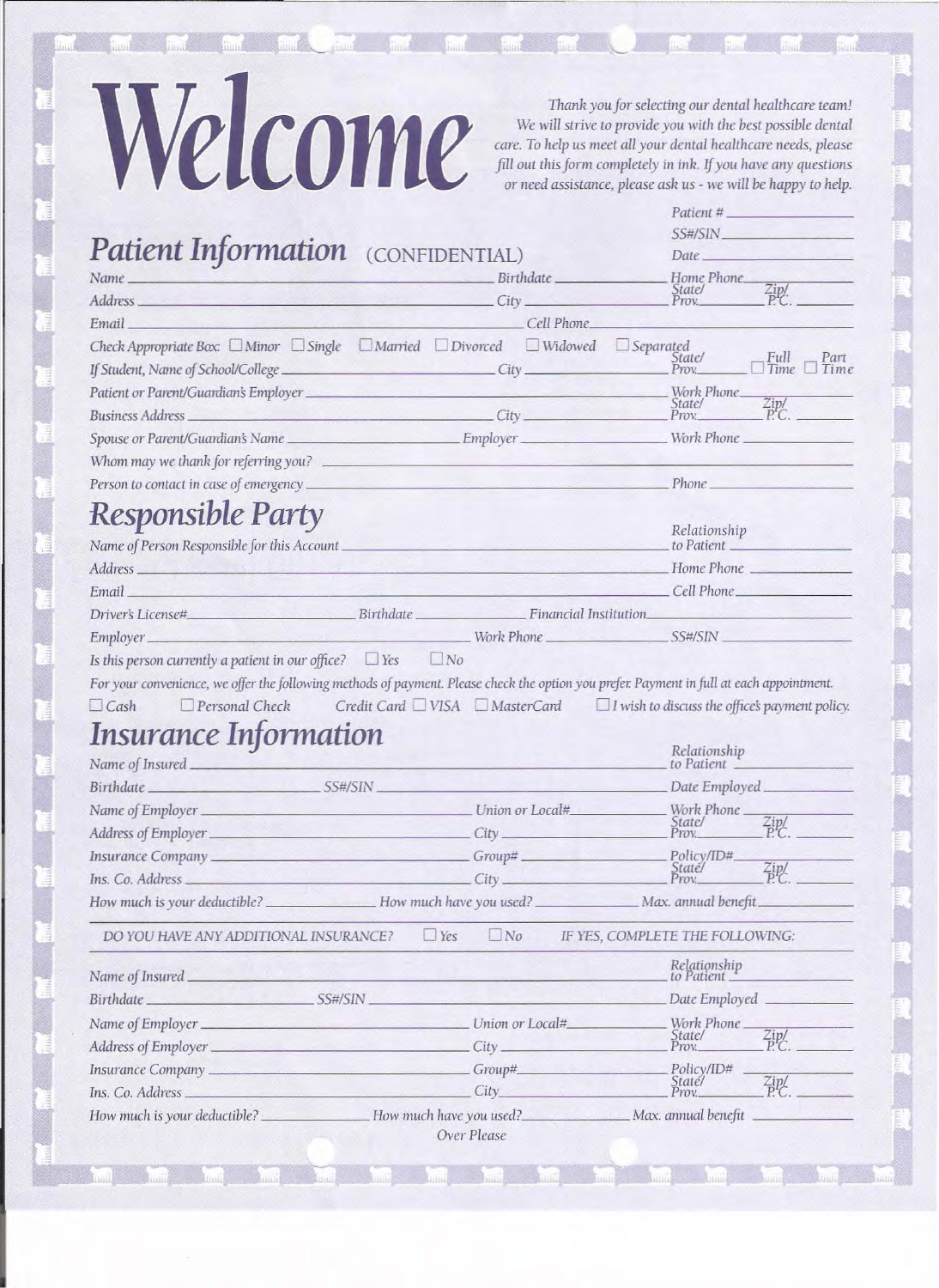# Welcome

*Thank you for selecting our dental healthcare team! We will strive to provide you with the best possible dental care. To help us meet all your dental healthcare needs, please fill out this form completely in ink. If you have any questions or need assistance, please ask us - we will be happy to help.*

Patient # ______________

SS#/SIN ______________

Date ______________

## Patient Information (CONFIDENTIAL)

Name ______________ Birthdate ______________ Home Phone ______________

Address ______________ City ______________ State/Prov. ______ Zip/P.C. ______

Email ______________ Cell Phone ______________

Check Appropriate Box: ☐ Minor ☐ Single ☐ Married ☐ Divorced ☐ Widowed ☐ Separated

If Student, Name of School/College ______________ City ______________ State/Prov. ______ ☐ Full Time ☐ Part Time

Patient or Parent/Guardian's Employer ______________ Work Phone ______________

Business Address ______________ City ______________ State/Prov. ______ Zip/P.C. ______

Spouse or Parent/Guardian's Name ______________ Employer ______________ Work Phone ______________

Whom may we thank for referring you? ______________

Person to contact in case of emergency ______________ Phone ______________

## Responsible Party

Name of Person Responsible for this Account ______________ Relationship to Patient ______________

Address ______________ Home Phone ______________

Email ______________ Cell Phone ______________

Driver's License# ______________ Birthdate ______________ Financial Institution ______________

Employer ______________ Work Phone ______________ SS#/SIN ______________

Is this person currently a patient in our office? ☐ Yes ☐ No

For your convenience, we offer the following methods of payment. Please check the option you prefer. Payment in full at each appointment.

☐ Cash ☐ Personal Check Credit Card ☐ VISA ☐ MasterCard ☐ I wish to discuss the office's payment policy.

## Insurance Information

Name of Insured ______________ Relationship to Patient ______________

Birthdate ______________ SS#/SIN ______________ Date Employed ______________

Name of Employer ______________ Union or Local# ______________ Work Phone ______________

Address of Employer ______________ City ______________ State/Prov. ______ Zip/P.C. ______

Insurance Company ______________ Group# ______________ Policy/ID# ______________

Ins. Co. Address ______________ City ______________ State/Prov. ______ Zip/P.C. ______

How much is your deductible? ______________ How much have you used? ______________ Max. annual benefit ______________

DO YOU HAVE ANY ADDITIONAL INSURANCE? ☐ Yes ☐ No IF YES, COMPLETE THE FOLLOWING:

Name of Insured ______________ Relationship to Patient ______________

Birthdate ______________ SS#/SIN ______________ Date Employed ______________

Name of Employer ______________ Union or Local# ______________ Work Phone ______________

Address of Employer ______________ City ______________ State/Prov. ______ Zip/P.C. ______

Insurance Company ______________ Group# ______________ Policy/ID# ______________

Ins. Co. Address ______________ City ______________ State/Prov. ______ Zip/P.C. ______

How much is your deductible? ______________ How much have you used? ______________ Max. annual benefit ______________

Over Please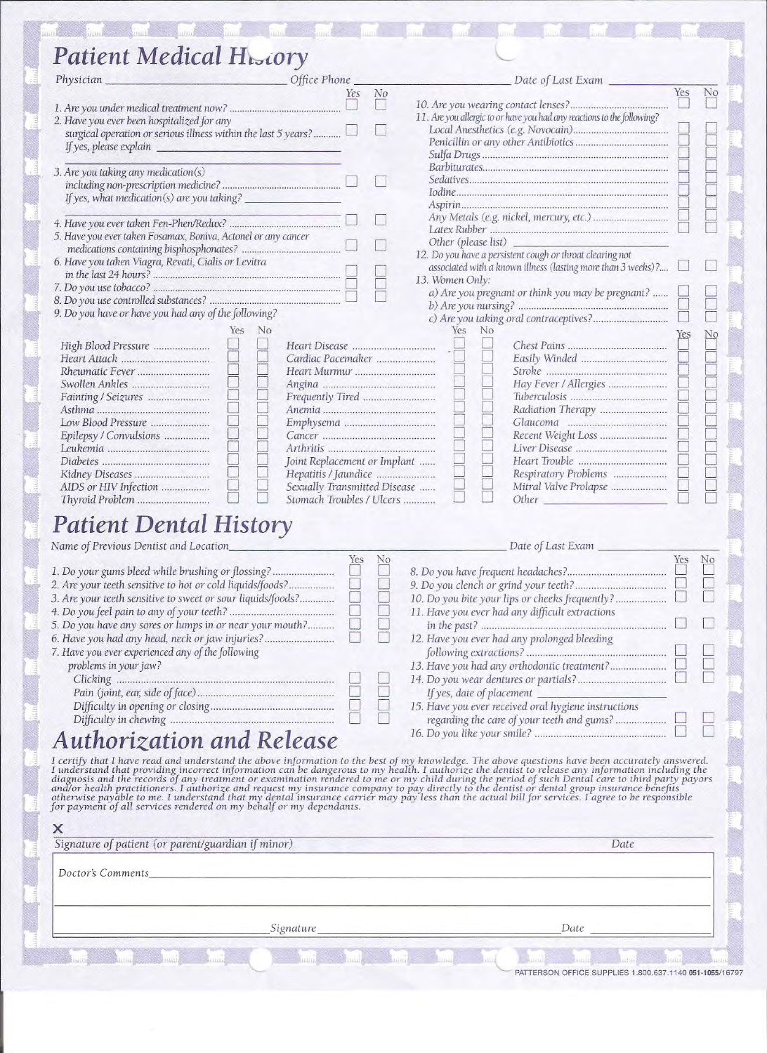# Patient Medical History

Physician ______________________ Office Phone ______________________ Date of Last Exam ______________________

| | Yes | No |
|---|---|---|
| 1. Are you under medical treatment now? | ☐ | ☐ |
| 2. Have you ever been hospitalized for any surgical operation or serious illness within the last 5 years? | ☐ | ☐ |

If yes, please explain ______________________

| | Yes | No |
|---|---|---|
| 3. Are you taking any medication(s) including non-prescription medicine? | ☐ | ☐ |

If yes, what medication(s) are you taking? ______________________

| | Yes | No |
|---|---|---|
| 4. Have you ever taken Fen-Phen/Redux? | ☐ | ☐ |
| 5. Have you ever taken Fosamax, Boniva, Actonel or any cancer medications containing bisphosphonates? | ☐ | ☐ |
| 6. Have you taken Viagra, Revati, Cialis or Levitra in the last 24 hours? | ☐ | ☐ |
| 7. Do you use tobacco? | ☐ | ☐ |
| 8. Do you use controlled substances? | ☐ | ☐ |

9. Do you have or have you had any of the following?

| | Yes | No |
|---|---|---|
| 10. Are you wearing contact lenses? | ☐ | ☐ |
| 11. Are you allergic to or have you had any reactions to the following? | | |
| Local Anesthetics (e.g. Novocain) | ☐ | ☐ |
| Penicillin or any other Antibiotics | ☐ | ☐ |
| Sulfa Drugs | ☐ | ☐ |
| Barbiturates | ☐ | ☐ |
| Sedatives | ☐ | ☐ |
| Iodine | ☐ | ☐ |
| Aspirin | ☐ | ☐ |
| Any Metals (e.g. nickel, mercury, etc.) | ☐ | ☐ |
| Latex Rubber | ☐ | ☐ |

Other (please list) ______________________

| | Yes | No |
|---|---|---|
| 12. Do you have a persistent cough or throat clearing not associated with a known illness (lasting more than 3 weeks)? | ☐ | ☐ |
| 13. Women Only: | | |
| a) Are you pregnant or think you may be pregnant? | ☐ | ☐ |
| b) Are you nursing? | ☐ | ☐ |
| c) Are you taking oral contraceptives? | ☐ | ☐ |

| | Yes | No | | Yes | No | | Yes | No |
|---|---|---|---|---|---|---|---|---|
| High Blood Pressure | ☐ | ☐ | Heart Disease | ☐ | ☐ | Chest Pains | ☐ | ☐ |
| Heart Attack | ☐ | ☐ | Cardiac Pacemaker | ☐ | ☐ | Easily Winded | ☐ | ☐ |
| Rheumatic Fever | ☐ | ☐ | Heart Murmur | ☐ | ☐ | Stroke | ☐ | ☐ |
| Swollen Ankles | ☐ | ☐ | Angina | ☐ | ☐ | Hay Fever / Allergies | ☐ | ☐ |
| Fainting / Seizures | ☐ | ☐ | Frequently Tired | ☐ | ☐ | Tuberculosis | ☐ | ☐ |
| Asthma | ☐ | ☐ | Anemia | ☐ | ☐ | Radiation Therapy | ☐ | ☐ |
| Low Blood Pressure | ☐ | ☐ | Emphysema | ☐ | ☐ | Glaucoma | ☐ | ☐ |
| Epilepsy / Convulsions | ☐ | ☐ | Cancer | ☐ | ☐ | Recent Weight Loss | ☐ | ☐ |
| Leukemia | ☐ | ☐ | Arthritis | ☐ | ☐ | Liver Disease | ☐ | ☐ |
| Diabetes | ☐ | ☐ | Joint Replacement or Implant | ☐ | ☐ | Heart Trouble | ☐ | ☐ |
| Kidney Diseases | ☐ | ☐ | Hepatitis / Jaundice | ☐ | ☐ | Respiratory Problems | ☐ | ☐ |
| AIDS or HIV Infection | ☐ | ☐ | Sexually Transmitted Disease | ☐ | ☐ | Mitral Valve Prolapse | ☐ | ☐ |
| Thyroid Problem | ☐ | ☐ | Stomach Troubles / Ulcers | ☐ | ☐ | Other ____________ | ☐ | ☐ |

# Patient Dental History

Name of Previous Dentist and Location ______________________ Date of Last Exam ______________________

| | Yes | No |
|---|---|---|
| 1. Do your gums bleed while brushing or flossing? | ☐ | ☐ |
| 2. Are your teeth sensitive to hot or cold liquids/foods? | ☐ | ☐ |
| 3. Are your teeth sensitive to sweet or sour liquids/foods? | ☐ | ☐ |
| 4. Do you feel pain to any of your teeth? | ☐ | ☐ |
| 5. Do you have any sores or lumps in or near your mouth? | ☐ | ☐ |
| 6. Have you had any head, neck or jaw injuries? | ☐ | ☐ |
| 7. Have you ever experienced any of the following problems in your jaw? | | |
| Clicking | ☐ | ☐ |
| Pain (joint, ear, side of face) | ☐ | ☐ |
| Difficulty in opening or closing | ☐ | ☐ |
| Difficulty in chewing | ☐ | ☐ |

| | Yes | No |
|---|---|---|
| 8. Do you have frequent headaches? | ☐ | ☐ |
| 9. Do you clench or grind your teeth? | ☐ | ☐ |
| 10. Do you bite your lips or cheeks frequently? | ☐ | ☐ |
| 11. Have you ever had any difficult extractions in the past? | ☐ | ☐ |
| 12. Have you ever had any prolonged bleeding following extractions? | ☐ | ☐ |
| 13. Have you had any orthodontic treatment? | ☐ | ☐ |
| 14. Do you wear dentures or partials? | ☐ | ☐ |

If yes, date of placement ______________________

| | Yes | No |
|---|---|---|
| 15. Have you ever received oral hygiene instructions regarding the care of your teeth and gums? | ☐ | ☐ |
| 16. Do you like your smile? | ☐ | ☐ |

# Authorization and Release

*I certify that I have read and understand the above information to the best of my knowledge. The above questions have been accurately answered. I understand that providing incorrect information can be dangerous to my health. I authorize the dentist to release any information including the diagnosis and the records of any treatment or examination rendered to me or my child during the period of such Dental care to third party payors and/or health practitioners. I authorize and request my insurance company to pay directly to the dentist or dental group insurance benefits otherwise payable to me. I understand that my dental insurance carrier may pay less than the actual bill for services. I agree to be responsible for payment of all services rendered on my behalf or my dependants.*

X ______________________

Signature of patient (or parent/guardian if minor) Date

Doctor's Comments ______________________

Signature ______________________ Date ______________________

PATTERSON OFFICE SUPPLIES 1.800.637.1140 051-1055/16797